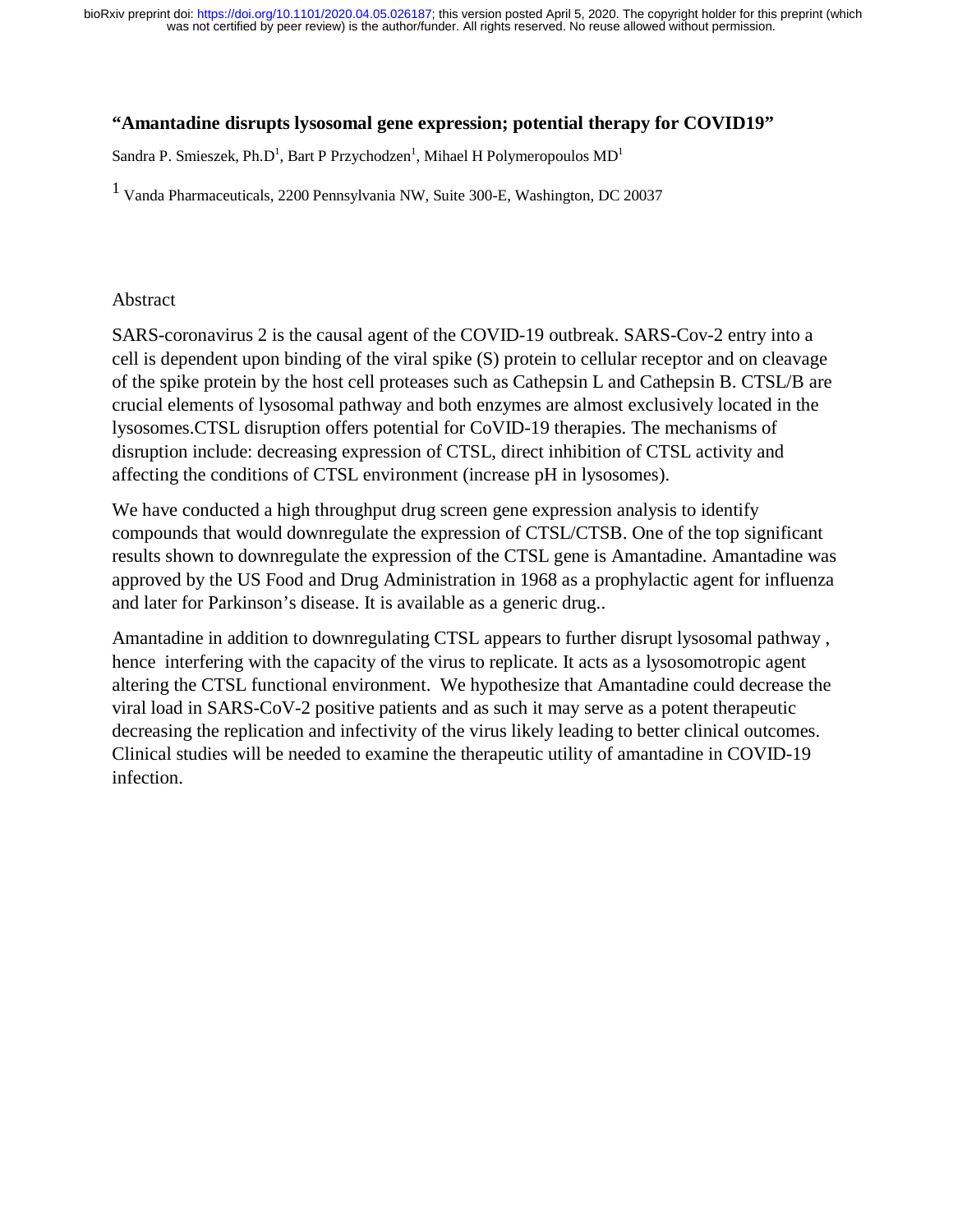**"Amantadine disrupts lysosomal gene expression; potential therapy for COVID19"**

Sandra P. Smieszek, Ph.D[1], Bart P Przychodzen[1], Mihael H Polymeropoulos MD[1]

[1] Vanda Pharmaceuticals, 2200 Pennsylvania NW, Suite 300-E, Washington, DC 20037

## Abstract

SARS-coronavirus 2 is the causal agent of the COVID-19 outbreak. SARS-Cov-2 entry into a cell is dependent upon binding of the viral spike (S) protein to cellular receptor and on cleavage of the spike protein by the host cell proteases such as Cathepsin L and Cathepsin B. CTSL/B are crucial elements of lysosomal pathway and both enzymes are almost exclusively located in the lysosomes.CTSL disruption offers potential for CoVID-19 therapies. The mechanisms of disruption include: decreasing expression of CTSL, direct inhibition of CTSL activity and affecting the conditions of CTSL environment (increase pH in lysosomes).

We have conducted a high throughput drug screen gene expression analysis to identify compounds that would downregulate the expression of CTSL/CTSB. One of the top significant results shown to downregulate the expression of the CTSL gene is Amantadine. Amantadine was approved by the US Food and Drug Administration in 1968 as a prophylactic agent for influenza and later for Parkinson's disease. It is available as a generic drug..

Amantadine in addition to downregulating CTSL appears to further disrupt lysosomal pathway , hence interfering with the capacity of the virus to replicate. It acts as a lysosomotropic agent altering the CTSL functional environment. We hypothesize that Amantadine could decrease the viral load in SARS-CoV-2 positive patients and as such it may serve as a potent therapeutic decreasing the replication and infectivity of the virus likely leading to better clinical outcomes. Clinical studies will be needed to examine the therapeutic utility of amantadine in COVID-19 infection.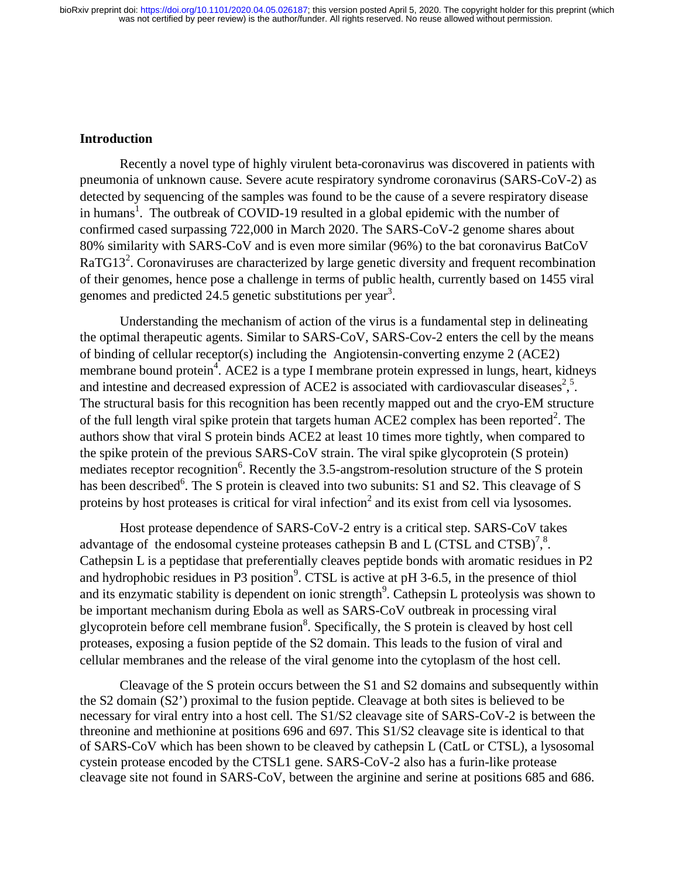## Introduction

Recently a novel type of highly virulent beta-coronavirus was discovered in patients with pneumonia of unknown cause. Severe acute respiratory syndrome coronavirus (SARS-CoV-2) as detected by sequencing of the samples was found to be the cause of a severe respiratory disease in humans[1]. The outbreak of COVID-19 resulted in a global epidemic with the number of confirmed cased surpassing 722,000 in March 2020. The SARS-CoV-2 genome shares about 80% similarity with SARS-CoV and is even more similar (96%) to the bat coronavirus BatCoV RaTG13[2]. Coronaviruses are characterized by large genetic diversity and frequent recombination of their genomes, hence pose a challenge in terms of public health, currently based on 1455 viral genomes and predicted 24.5 genetic substitutions per year[3].

Understanding the mechanism of action of the virus is a fundamental step in delineating the optimal therapeutic agents. Similar to SARS-CoV, SARS-Cov-2 enters the cell by the means of binding of cellular receptor(s) including the Angiotensin-converting enzyme 2 (ACE2) membrane bound protein[4]. ACE2 is a type I membrane protein expressed in lungs, heart, kidneys and intestine and decreased expression of ACE2 is associated with cardiovascular diseases[2],[5]. The structural basis for this recognition has been recently mapped out and the cryo-EM structure of the full length viral spike protein that targets human ACE2 complex has been reported[2]. The authors show that viral S protein binds ACE2 at least 10 times more tightly, when compared to the spike protein of the previous SARS-CoV strain. The viral spike glycoprotein (S protein) mediates receptor recognition[6]. Recently the 3.5-angstrom-resolution structure of the S protein has been described[6]. The S protein is cleaved into two subunits: S1 and S2. This cleavage of S proteins by host proteases is critical for viral infection[2] and its exist from cell via lysosomes.

Host protease dependence of SARS-CoV-2 entry is a critical step. SARS-CoV takes advantage of the endosomal cysteine proteases cathepsin B and L (CTSL and CTSB)[7],[8]. Cathepsin L is a peptidase that preferentially cleaves peptide bonds with aromatic residues in P2 and hydrophobic residues in P3 position[9]. CTSL is active at pH 3-6.5, in the presence of thiol and its enzymatic stability is dependent on ionic strength[9]. Cathepsin L proteolysis was shown to be important mechanism during Ebola as well as SARS-CoV outbreak in processing viral glycoprotein before cell membrane fusion[8]. Specifically, the S protein is cleaved by host cell proteases, exposing a fusion peptide of the S2 domain. This leads to the fusion of viral and cellular membranes and the release of the viral genome into the cytoplasm of the host cell.

Cleavage of the S protein occurs between the S1 and S2 domains and subsequently within the S2 domain (S2') proximal to the fusion peptide. Cleavage at both sites is believed to be necessary for viral entry into a host cell. The S1/S2 cleavage site of SARS-CoV-2 is between the threonine and methionine at positions 696 and 697. This S1/S2 cleavage site is identical to that of SARS-CoV which has been shown to be cleaved by cathepsin L (CatL or CTSL), a lysosomal cystein protease encoded by the CTSL1 gene. SARS-CoV-2 also has a furin-like protease cleavage site not found in SARS-CoV, between the arginine and serine at positions 685 and 686.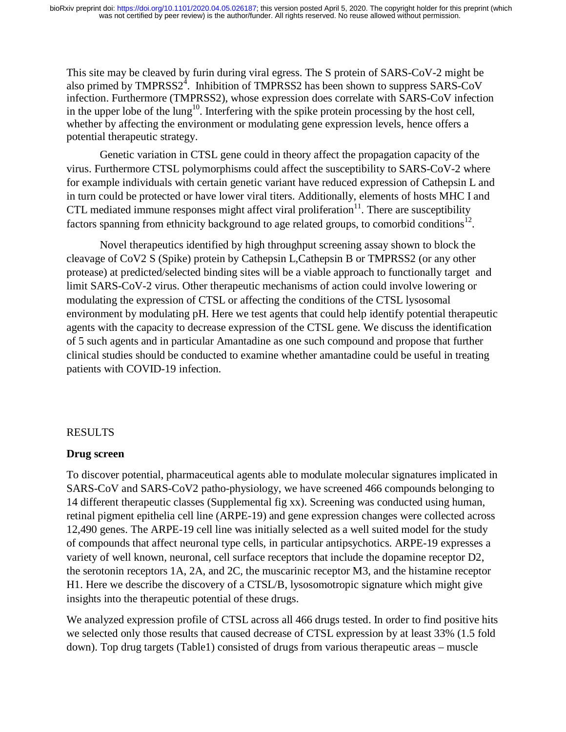This site may be cleaved by furin during viral egress. The S protein of SARS-CoV-2 might be also primed by TMPRSS2[4]. Inhibition of TMPRSS2 has been shown to suppress SARS-CoV infection. Furthermore (TMPRSS2), whose expression does correlate with SARS-CoV infection in the upper lobe of the lung[10]. Interfering with the spike protein processing by the host cell, whether by affecting the environment or modulating gene expression levels, hence offers a potential therapeutic strategy.

Genetic variation in CTSL gene could in theory affect the propagation capacity of the virus. Furthermore CTSL polymorphisms could affect the susceptibility to SARS-CoV-2 where for example individuals with certain genetic variant have reduced expression of Cathepsin L and in turn could be protected or have lower viral titers. Additionally, elements of hosts MHC I and CTL mediated immune responses might affect viral proliferation[11]. There are susceptibility factors spanning from ethnicity background to age related groups, to comorbid conditions[12].

Novel therapeutics identified by high throughput screening assay shown to block the cleavage of CoV2 S (Spike) protein by Cathepsin L,Cathepsin B or TMPRSS2 (or any other protease) at predicted/selected binding sites will be a viable approach to functionally target and limit SARS-CoV-2 virus. Other therapeutic mechanisms of action could involve lowering or modulating the expression of CTSL or affecting the conditions of the CTSL lysosomal environment by modulating pH. Here we test agents that could help identify potential therapeutic agents with the capacity to decrease expression of the CTSL gene. We discuss the identification of 5 such agents and in particular Amantadine as one such compound and propose that further clinical studies should be conducted to examine whether amantadine could be useful in treating patients with COVID-19 infection.

## RESULTS

### Drug screen

To discover potential, pharmaceutical agents able to modulate molecular signatures implicated in SARS-CoV and SARS-CoV2 patho-physiology, we have screened 466 compounds belonging to 14 different therapeutic classes (Supplemental fig xx). Screening was conducted using human, retinal pigment epithelia cell line (ARPE-19) and gene expression changes were collected across 12,490 genes. The ARPE-19 cell line was initially selected as a well suited model for the study of compounds that affect neuronal type cells, in particular antipsychotics. ARPE-19 expresses a variety of well known, neuronal, cell surface receptors that include the dopamine receptor D2, the serotonin receptors 1A, 2A, and 2C, the muscarinic receptor M3, and the histamine receptor H1. Here we describe the discovery of a CTSL/B, lysosomotropic signature which might give insights into the therapeutic potential of these drugs.

We analyzed expression profile of CTSL across all 466 drugs tested. In order to find positive hits we selected only those results that caused decrease of CTSL expression by at least 33% (1.5 fold down). Top drug targets (Table1) consisted of drugs from various therapeutic areas – muscle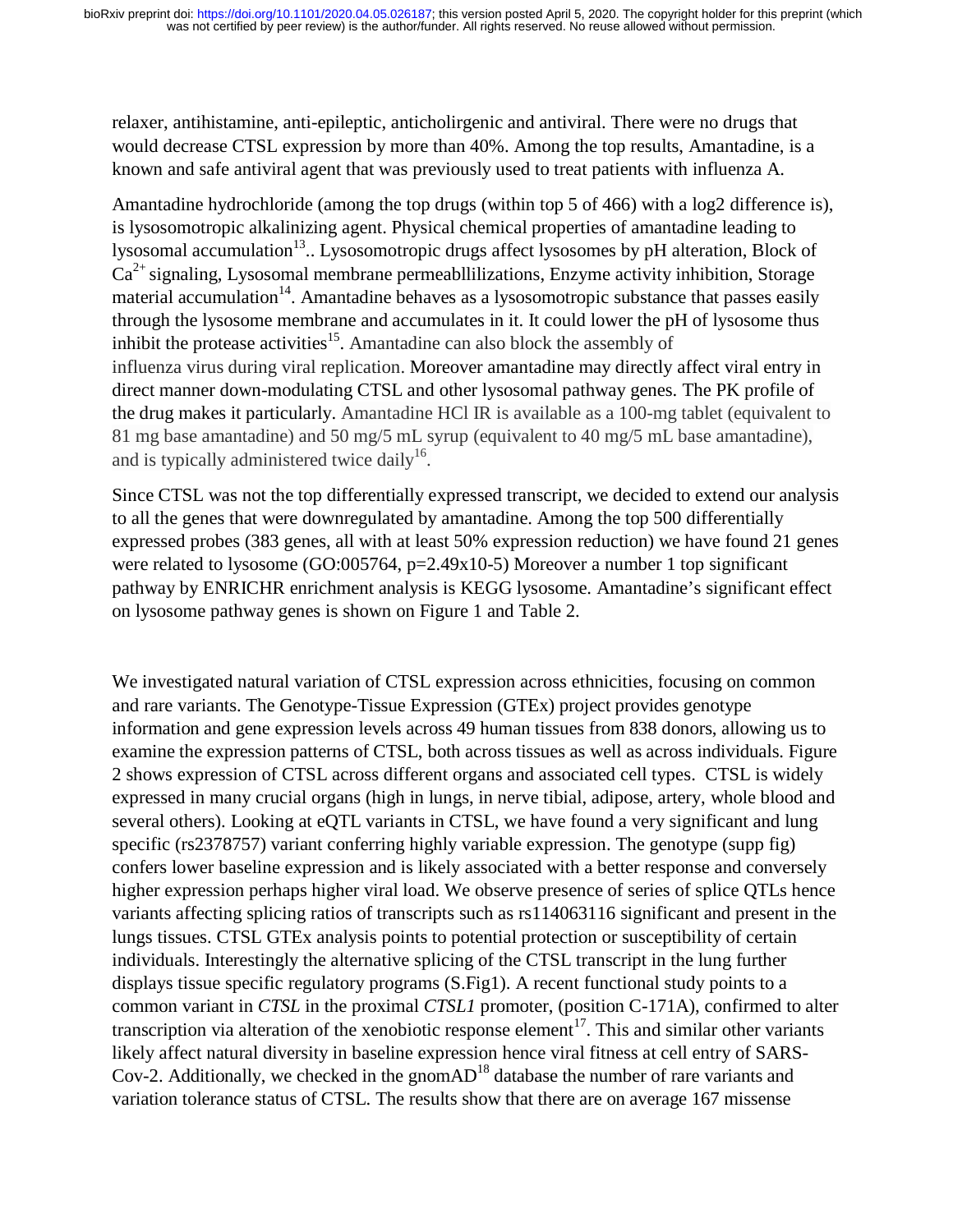relaxer, antihistamine, anti-epileptic, anticholirgenic and antiviral. There were no drugs that would decrease CTSL expression by more than 40%. Among the top results, Amantadine, is a known and safe antiviral agent that was previously used to treat patients with influenza A.

Amantadine hydrochloride (among the top drugs (within top 5 of 466) with a log2 difference is), is lysosomotropic alkalinizing agent. Physical chemical properties of amantadine leading to lysosomal accumulation[13].. Lysosomotropic drugs affect lysosomes by pH alteration, Block of $Ca^{2+}$ signaling, Lysosomal membrane permeabllilizations, Enzyme activity inhibition, Storage material accumulation[14]. Amantadine behaves as a lysosomotropic substance that passes easily through the lysosome membrane and accumulates in it. It could lower the pH of lysosome thus inhibit the protease activities[15]. Amantadine can also block the assembly of influenza virus during viral replication. Moreover amantadine may directly affect viral entry in direct manner down-modulating CTSL and other lysosomal pathway genes. The PK profile of the drug makes it particularly. Amantadine HCl IR is available as a 100-mg tablet (equivalent to 81 mg base amantadine) and 50 mg/5 mL syrup (equivalent to 40 mg/5 mL base amantadine), and is typically administered twice daily[16].

Since CTSL was not the top differentially expressed transcript, we decided to extend our analysis to all the genes that were downregulated by amantadine. Among the top 500 differentially expressed probes (383 genes, all with at least 50% expression reduction) we have found 21 genes were related to lysosome (GO:005764, p=2.49x10-5) Moreover a number 1 top significant pathway by ENRICHR enrichment analysis is KEGG lysosome. Amantadine's significant effect on lysosome pathway genes is shown on Figure 1 and Table 2.

We investigated natural variation of CTSL expression across ethnicities, focusing on common and rare variants. The Genotype-Tissue Expression (GTEx) project provides genotype information and gene expression levels across 49 human tissues from 838 donors, allowing us to examine the expression patterns of CTSL, both across tissues as well as across individuals. Figure 2 shows expression of CTSL across different organs and associated cell types. CTSL is widely expressed in many crucial organs (high in lungs, in nerve tibial, adipose, artery, whole blood and several others). Looking at eQTL variants in CTSL, we have found a very significant and lung specific (rs2378757) variant conferring highly variable expression. The genotype (supp fig) confers lower baseline expression and is likely associated with a better response and conversely higher expression perhaps higher viral load. We observe presence of series of splice QTLs hence variants affecting splicing ratios of transcripts such as rs114063116 significant and present in the lungs tissues. CTSL GTEx analysis points to potential protection or susceptibility of certain individuals. Interestingly the alternative splicing of the CTSL transcript in the lung further displays tissue specific regulatory programs (S.Fig1). A recent functional study points to a common variant in *CTSL* in the proximal *CTSL1* promoter, (position C-171A), confirmed to alter transcription via alteration of the xenobiotic response element[17]. This and similar other variants likely affect natural diversity in baseline expression hence viral fitness at cell entry of SARS-Cov-2. Additionally, we checked in the gnomAD[18] database the number of rare variants and variation tolerance status of CTSL. The results show that there are on average 167 missense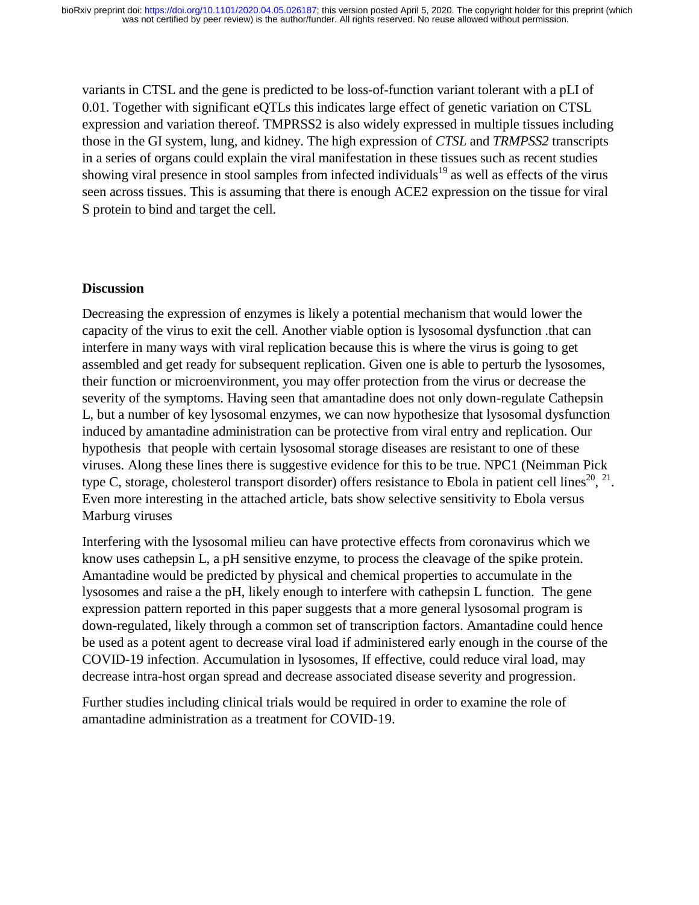variants in CTSL and the gene is predicted to be loss-of-function variant tolerant with a pLI of 0.01. Together with significant eQTLs this indicates large effect of genetic variation on CTSL expression and variation thereof. TMPRSS2 is also widely expressed in multiple tissues including those in the GI system, lung, and kidney. The high expression of *CTSL* and *TRMPSS2* transcripts in a series of organs could explain the viral manifestation in these tissues such as recent studies showing viral presence in stool samples from infected individuals[19] as well as effects of the virus seen across tissues. This is assuming that there is enough ACE2 expression on the tissue for viral S protein to bind and target the cell.

## Discussion

Decreasing the expression of enzymes is likely a potential mechanism that would lower the capacity of the virus to exit the cell. Another viable option is lysosomal dysfunction .that can interfere in many ways with viral replication because this is where the virus is going to get assembled and get ready for subsequent replication. Given one is able to perturb the lysosomes, their function or microenvironment, you may offer protection from the virus or decrease the severity of the symptoms. Having seen that amantadine does not only down-regulate Cathepsin L, but a number of key lysosomal enzymes, we can now hypothesize that lysosomal dysfunction induced by amantadine administration can be protective from viral entry and replication. Our hypothesis that people with certain lysosomal storage diseases are resistant to one of these viruses. Along these lines there is suggestive evidence for this to be true. NPC1 (Neimman Pick type C, storage, cholesterol transport disorder) offers resistance to Ebola in patient cell lines[20], [21]. Even more interesting in the attached article, bats show selective sensitivity to Ebola versus Marburg viruses

Interfering with the lysosomal milieu can have protective effects from coronavirus which we know uses cathepsin L, a pH sensitive enzyme, to process the cleavage of the spike protein. Amantadine would be predicted by physical and chemical properties to accumulate in the lysosomes and raise a the pH, likely enough to interfere with cathepsin L function. The gene expression pattern reported in this paper suggests that a more general lysosomal program is down-regulated, likely through a common set of transcription factors. Amantadine could hence be used as a potent agent to decrease viral load if administered early enough in the course of the COVID-19 infection. Accumulation in lysosomes, If effective, could reduce viral load, may decrease intra-host organ spread and decrease associated disease severity and progression.

Further studies including clinical trials would be required in order to examine the role of amantadine administration as a treatment for COVID-19.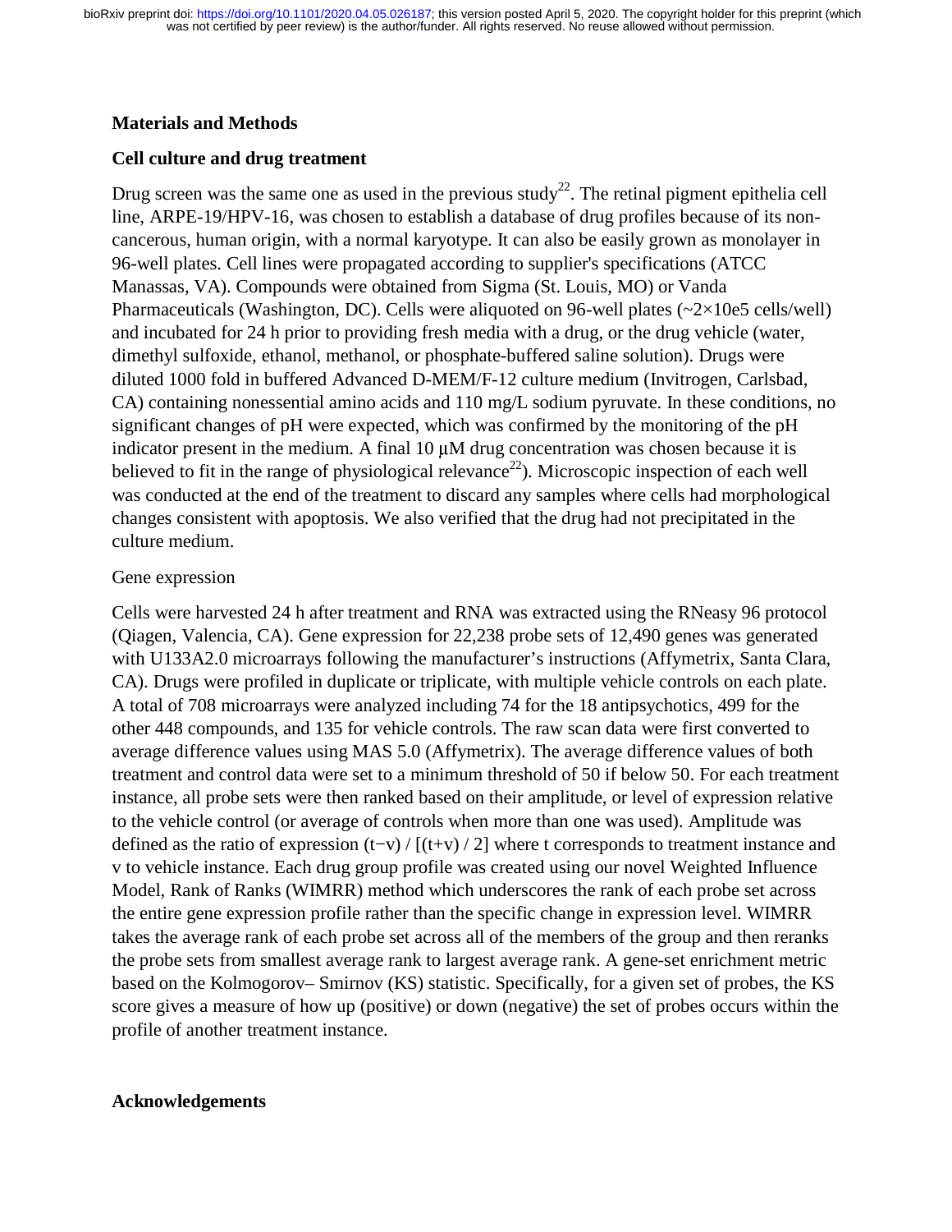## Materials and Methods

### Cell culture and drug treatment

Drug screen was the same one as used in the previous study[22]. The retinal pigment epithelia cell line, ARPE-19/HPV-16, was chosen to establish a database of drug profiles because of its non-cancerous, human origin, with a normal karyotype. It can also be easily grown as monolayer in 96-well plates. Cell lines were propagated according to supplier's specifications (ATCC Manassas, VA). Compounds were obtained from Sigma (St. Louis, MO) or Vanda Pharmaceuticals (Washington, DC). Cells were aliquoted on 96-well plates (~2×10e5 cells/well) and incubated for 24 h prior to providing fresh media with a drug, or the drug vehicle (water, dimethyl sulfoxide, ethanol, methanol, or phosphate-buffered saline solution). Drugs were diluted 1000 fold in buffered Advanced D-MEM/F-12 culture medium (Invitrogen, Carlsbad, CA) containing nonessential amino acids and 110 mg/L sodium pyruvate. In these conditions, no significant changes of pH were expected, which was confirmed by the monitoring of the pH indicator present in the medium. A final 10 μM drug concentration was chosen because it is believed to fit in the range of physiological relevance[22]). Microscopic inspection of each well was conducted at the end of the treatment to discard any samples where cells had morphological changes consistent with apoptosis. We also verified that the drug had not precipitated in the culture medium.

Gene expression

Cells were harvested 24 h after treatment and RNA was extracted using the RNeasy 96 protocol (Qiagen, Valencia, CA). Gene expression for 22,238 probe sets of 12,490 genes was generated with U133A2.0 microarrays following the manufacturer's instructions (Affymetrix, Santa Clara, CA). Drugs were profiled in duplicate or triplicate, with multiple vehicle controls on each plate. A total of 708 microarrays were analyzed including 74 for the 18 antipsychotics, 499 for the other 448 compounds, and 135 for vehicle controls. The raw scan data were first converted to average difference values using MAS 5.0 (Affymetrix). The average difference values of both treatment and control data were set to a minimum threshold of 50 if below 50. For each treatment instance, all probe sets were then ranked based on their amplitude, or level of expression relative to the vehicle control (or average of controls when more than one was used). Amplitude was defined as the ratio of expression $(t-v) / [(t+v) / 2]$ where t corresponds to treatment instance and v to vehicle instance. Each drug group profile was created using our novel Weighted Influence Model, Rank of Ranks (WIMRR) method which underscores the rank of each probe set across the entire gene expression profile rather than the specific change in expression level. WIMRR takes the average rank of each probe set across all of the members of the group and then reranks the probe sets from smallest average rank to largest average rank. A gene-set enrichment metric based on the Kolmogorov– Smirnov (KS) statistic. Specifically, for a given set of probes, the KS score gives a measure of how up (positive) or down (negative) the set of probes occurs within the profile of another treatment instance.

## Acknowledgements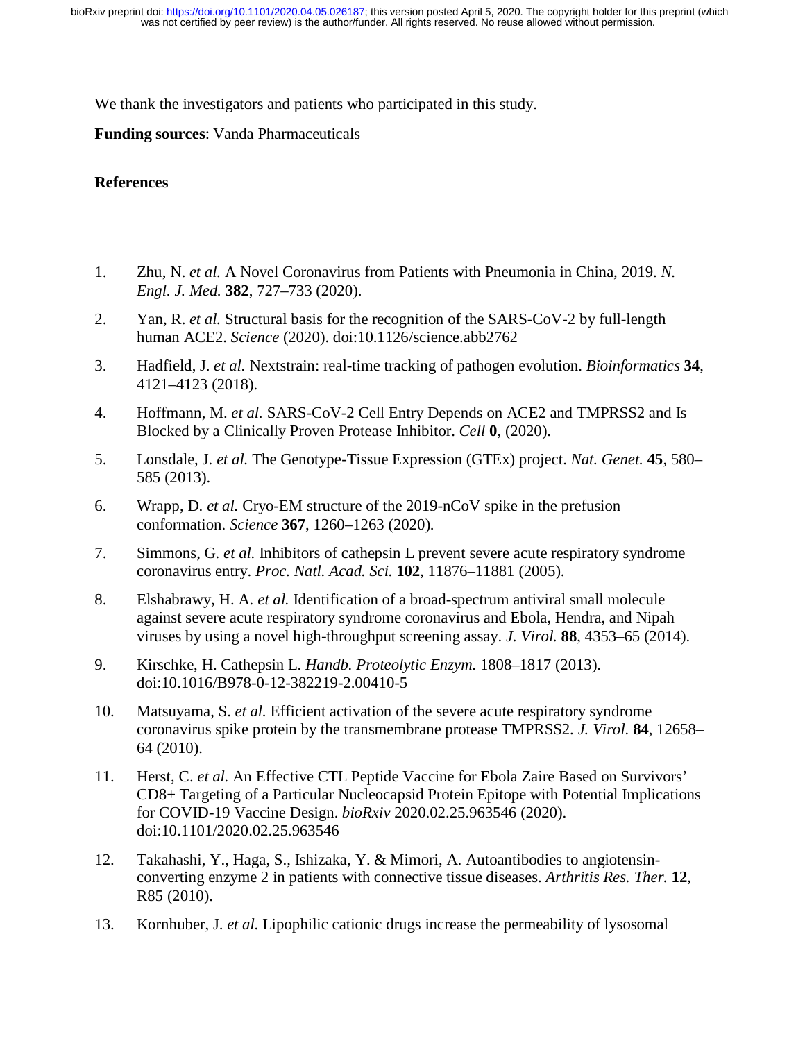We thank the investigators and patients who participated in this study.

**Funding sources**: Vanda Pharmaceuticals

**References**

1. Zhu, N. *et al.* A Novel Coronavirus from Patients with Pneumonia in China, 2019. *N. Engl. J. Med.* **382**, 727–733 (2020).
2. Yan, R. *et al.* Structural basis for the recognition of the SARS-CoV-2 by full-length human ACE2. *Science* (2020). doi:10.1126/science.abb2762
3. Hadfield, J. *et al.* Nextstrain: real-time tracking of pathogen evolution. *Bioinformatics* **34**, 4121–4123 (2018).
4. Hoffmann, M. *et al.* SARS-CoV-2 Cell Entry Depends on ACE2 and TMPRSS2 and Is Blocked by a Clinically Proven Protease Inhibitor. *Cell* **0**, (2020).
5. Lonsdale, J. *et al.* The Genotype-Tissue Expression (GTEx) project. *Nat. Genet.* **45**, 580–585 (2013).
6. Wrapp, D. *et al.* Cryo-EM structure of the 2019-nCoV spike in the prefusion conformation. *Science* **367**, 1260–1263 (2020).
7. Simmons, G. *et al.* Inhibitors of cathepsin L prevent severe acute respiratory syndrome coronavirus entry. *Proc. Natl. Acad. Sci.* **102**, 11876–11881 (2005).
8. Elshabrawy, H. A. *et al.* Identification of a broad-spectrum antiviral small molecule against severe acute respiratory syndrome coronavirus and Ebola, Hendra, and Nipah viruses by using a novel high-throughput screening assay. *J. Virol.* **88**, 4353–65 (2014).
9. Kirschke, H. Cathepsin L. *Handb. Proteolytic Enzym.* 1808–1817 (2013). doi:10.1016/B978-0-12-382219-2.00410-5
10. Matsuyama, S. *et al.* Efficient activation of the severe acute respiratory syndrome coronavirus spike protein by the transmembrane protease TMPRSS2. *J. Virol.* **84**, 12658–64 (2010).
11. Herst, C. *et al.* An Effective CTL Peptide Vaccine for Ebola Zaire Based on Survivors' CD8+ Targeting of a Particular Nucleocapsid Protein Epitope with Potential Implications for COVID-19 Vaccine Design. *bioRxiv* 2020.02.25.963546 (2020). doi:10.1101/2020.02.25.963546
12. Takahashi, Y., Haga, S., Ishizaka, Y. & Mimori, A. Autoantibodies to angiotensin-converting enzyme 2 in patients with connective tissue diseases. *Arthritis Res. Ther.* **12**, R85 (2010).
13. Kornhuber, J. *et al.* Lipophilic cationic drugs increase the permeability of lysosomal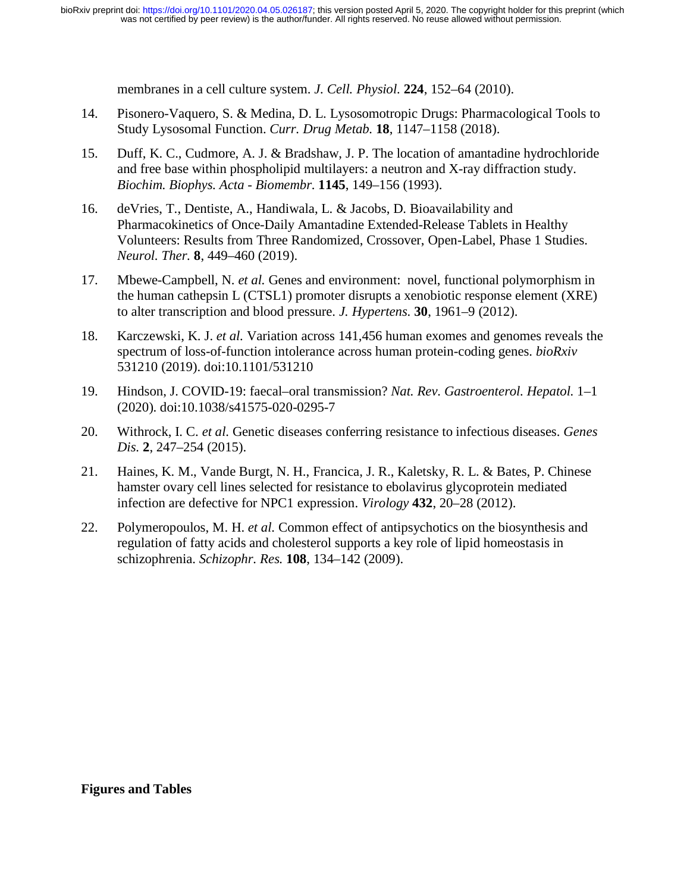membranes in a cell culture system. *J. Cell. Physiol.* **224**, 152–64 (2010).

14. Pisonero-Vaquero, S. & Medina, D. L. Lysosomotropic Drugs: Pharmacological Tools to Study Lysosomal Function. *Curr. Drug Metab.* **18**, 1147–1158 (2018).
15. Duff, K. C., Cudmore, A. J. & Bradshaw, J. P. The location of amantadine hydrochloride and free base within phospholipid multilayers: a neutron and X-ray diffraction study. *Biochim. Biophys. Acta - Biomembr.* **1145**, 149–156 (1993).
16. deVries, T., Dentiste, A., Handiwala, L. & Jacobs, D. Bioavailability and Pharmacokinetics of Once-Daily Amantadine Extended-Release Tablets in Healthy Volunteers: Results from Three Randomized, Crossover, Open-Label, Phase 1 Studies. *Neurol. Ther.* **8**, 449–460 (2019).
17. Mbewe-Campbell, N. *et al.* Genes and environment: novel, functional polymorphism in the human cathepsin L (CTSL1) promoter disrupts a xenobiotic response element (XRE) to alter transcription and blood pressure. *J. Hypertens.* **30**, 1961–9 (2012).
18. Karczewski, K. J. *et al.* Variation across 141,456 human exomes and genomes reveals the spectrum of loss-of-function intolerance across human protein-coding genes. *bioRxiv* 531210 (2019). doi:10.1101/531210
19. Hindson, J. COVID-19: faecal–oral transmission? *Nat. Rev. Gastroenterol. Hepatol.* 1–1 (2020). doi:10.1038/s41575-020-0295-7
20. Withrock, I. C. *et al.* Genetic diseases conferring resistance to infectious diseases. *Genes Dis.* **2**, 247–254 (2015).
21. Haines, K. M., Vande Burgt, N. H., Francica, J. R., Kaletsky, R. L. & Bates, P. Chinese hamster ovary cell lines selected for resistance to ebolavirus glycoprotein mediated infection are defective for NPC1 expression. *Virology* **432**, 20–28 (2012).
22. Polymeropoulos, M. H. *et al.* Common effect of antipsychotics on the biosynthesis and regulation of fatty acids and cholesterol supports a key role of lipid homeostasis in schizophrenia. *Schizophr. Res.* **108**, 134–142 (2009).

**Figures and Tables**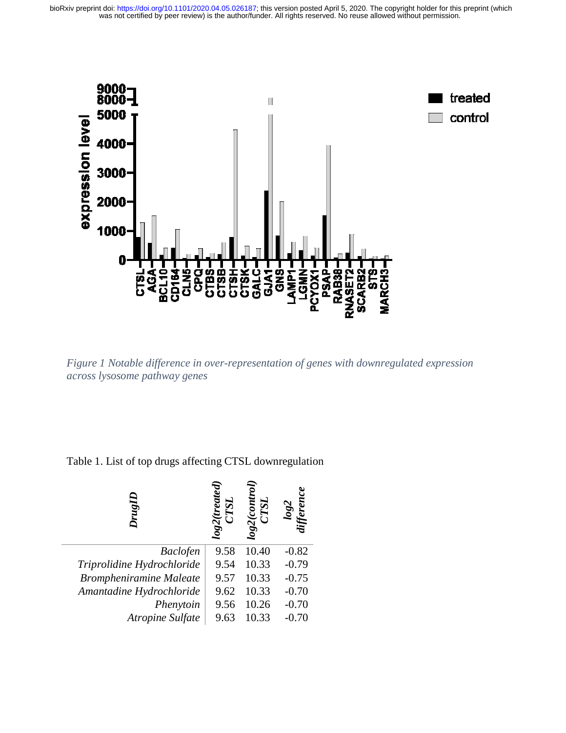Figure 1 Notable difference in over-representation of genes with downregulated expression across lysosome pathway genes

Table 1. List of top drugs affecting CTSL downregulation

| *DrugID* | *log2(treated) CTSL* | *log2(control) CTSL* | *log2 difference* |
|---|---|---|---|
| *Baclofen* | 9.58 | 10.40 | -0.82 |
| *Triprolidine Hydrochloride* | 9.54 | 10.33 | -0.79 |
| *Brompheniramine Maleate* | 9.57 | 10.33 | -0.75 |
| *Amantadine Hydrochloride* | 9.62 | 10.33 | -0.70 |
| *Phenytoin* | 9.56 | 10.26 | -0.70 |
| *Atropine Sulfate* | 9.63 | 10.33 | -0.70 |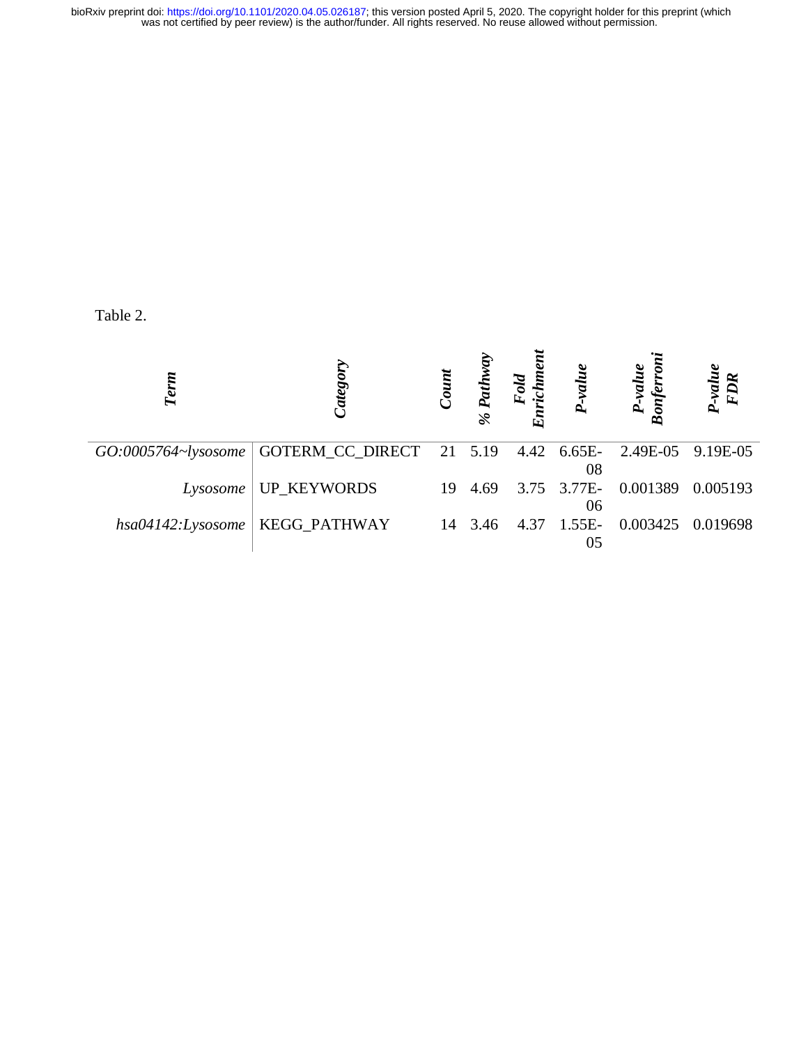Table 2.

| *Term* | *Category* | *Count* | *% Pathway* | *Fold Enrichment* | *P-value* | *P-value Bonferroni* | *P-value FDR* |
|---|---|---|---|---|---|---|---|
| *GO:0005764~lysosome* | GOTERM_CC_DIRECT | 21 | 5.19 | 4.42 | 6.65E-08 | 2.49E-05 | 9.19E-05 |
| *Lysosome* | UP_KEYWORDS | 19 | 4.69 | 3.75 | 3.77E-06 | 0.001389 | 0.005193 |
| *hsa04142:Lysosome* | KEGG_PATHWAY | 14 | 3.46 | 4.37 | 1.55E-05 | 0.003425 | 0.019698 |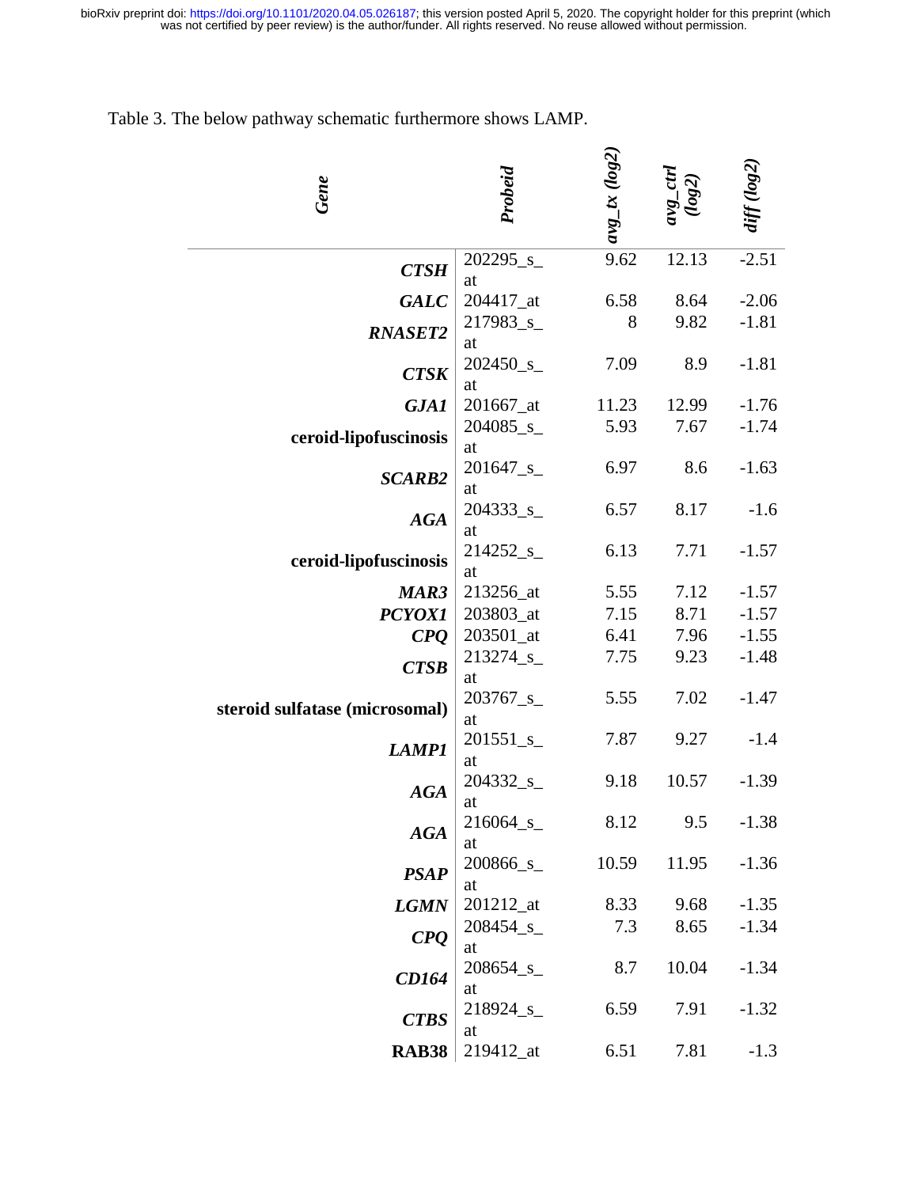Table 3. The below pathway schematic furthermore shows LAMP.

| *Gene* | *Probeid* | *avg_tx (log2)* | *avg_ctrl (log2)* | *diff (log2)* |
|---|---|---|---|---|
| ***CTSH*** | 202295_s_at | 9.62 | 12.13 | -2.51 |
| ***GALC*** | 204417_at | 6.58 | 8.64 | -2.06 |
| ***RNASET2*** | 217983_s_at | 8 | 9.82 | -1.81 |
| ***CTSK*** | 202450_s_at | 7.09 | 8.9 | -1.81 |
| ***GJA1*** | 201667_at | 11.23 | 12.99 | -1.76 |
| **ceroid-lipofuscinosis** | 204085_s_at | 5.93 | 7.67 | -1.74 |
| ***SCARB2*** | 201647_s_at | 6.97 | 8.6 | -1.63 |
| ***AGA*** | 204333_s_at | 6.57 | 8.17 | -1.6 |
| **ceroid-lipofuscinosis** | 214252_s_at | 6.13 | 7.71 | -1.57 |
| ***MAR3*** | 213256_at | 5.55 | 7.12 | -1.57 |
| ***PCYOX1*** | 203803_at | 7.15 | 8.71 | -1.57 |
| ***CPQ*** | 203501_at | 6.41 | 7.96 | -1.55 |
| ***CTSB*** | 213274_s_at | 7.75 | 9.23 | -1.48 |
| **steroid sulfatase (microsomal)** | 203767_s_at | 5.55 | 7.02 | -1.47 |
| ***LAMP1*** | 201551_s_at | 7.87 | 9.27 | -1.4 |
| ***AGA*** | 204332_s_at | 9.18 | 10.57 | -1.39 |
| ***AGA*** | 216064_s_at | 8.12 | 9.5 | -1.38 |
| ***PSAP*** | 200866_s_at | 10.59 | 11.95 | -1.36 |
| ***LGMN*** | 201212_at | 8.33 | 9.68 | -1.35 |
| ***CPQ*** | 208454_s_at | 7.3 | 8.65 | -1.34 |
| ***CD164*** | 208654_s_at | 8.7 | 10.04 | -1.34 |
| ***CTBS*** | 218924_s_at | 6.59 | 7.91 | -1.32 |
| **RAB38** | 219412_at | 6.51 | 7.81 | -1.3 |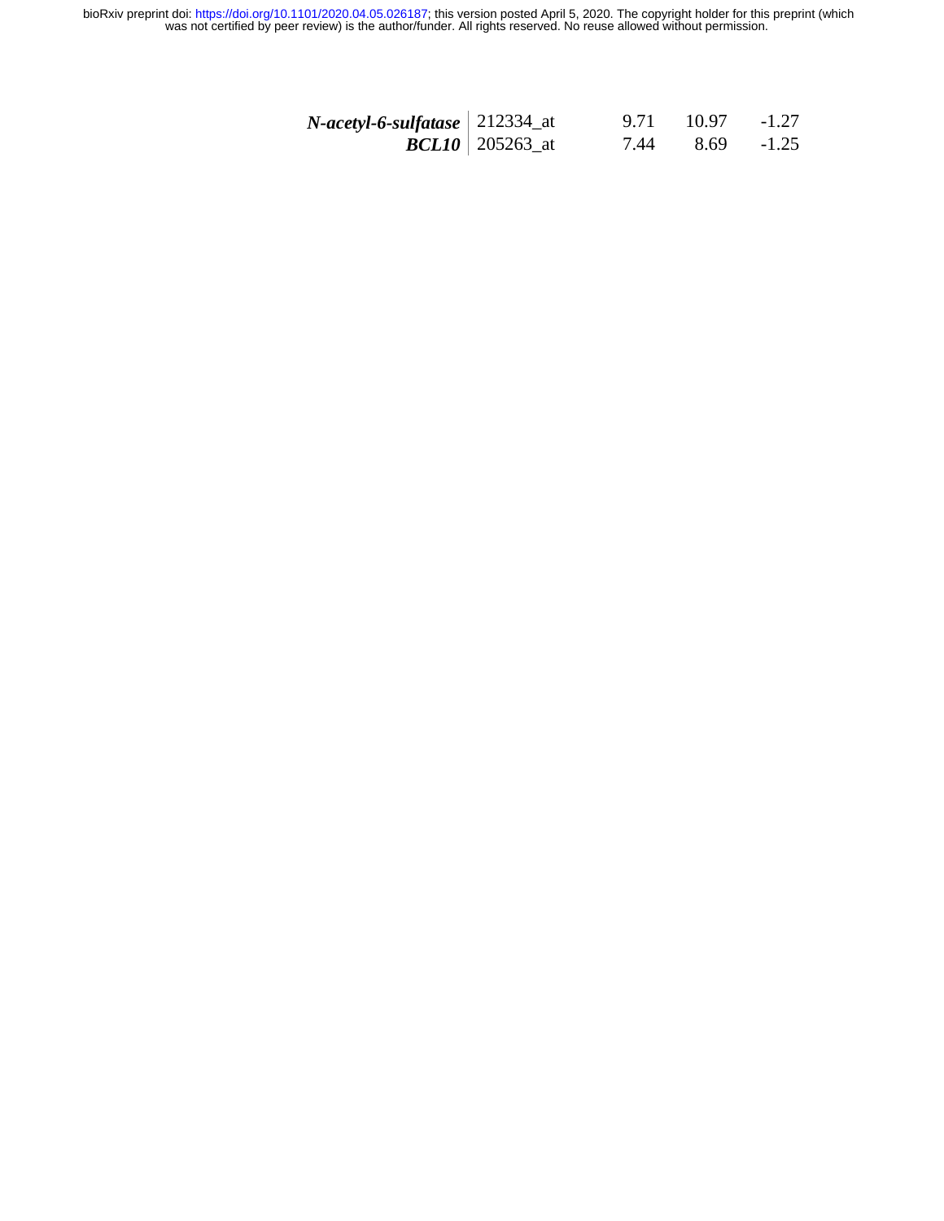| | | | | |
|---|---|---|---|---|
| ***N-acetyl-6-sulfatase*** | 212334_at | 9.71 | 10.97 | -1.27 |
| ***BCL10*** | 205263_at | 7.44 | 8.69 | -1.25 |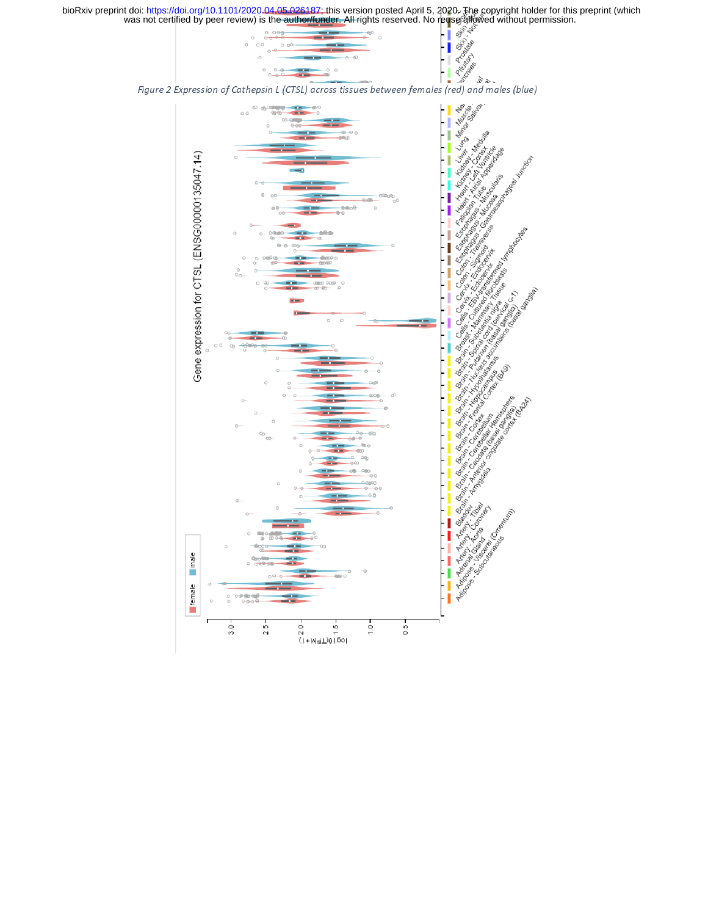*Figure 2 Expression of Cathepsin L (CTSL) across tissues between females (red) and males (blue)*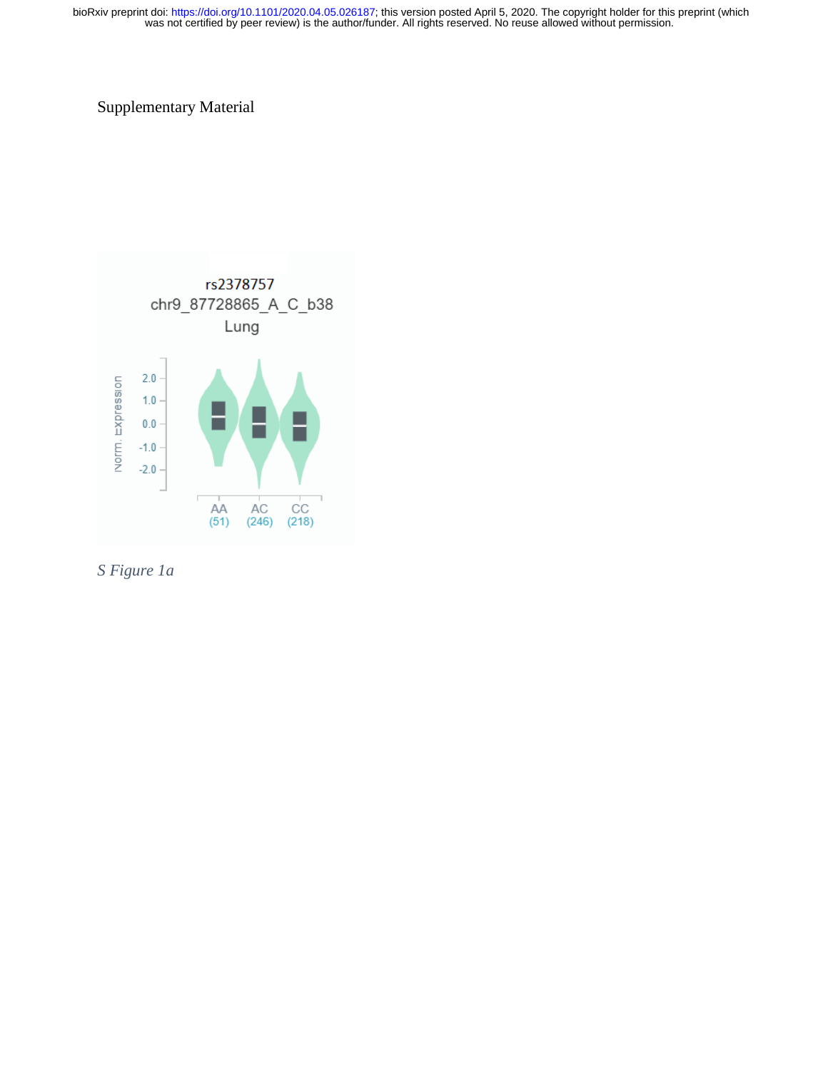Supplementary Material

rs2378757
chr9_87728865_A_C_b38
Lung

Norm. Expression

AA (51) AC (246) CC (218)

*S Figure 1a*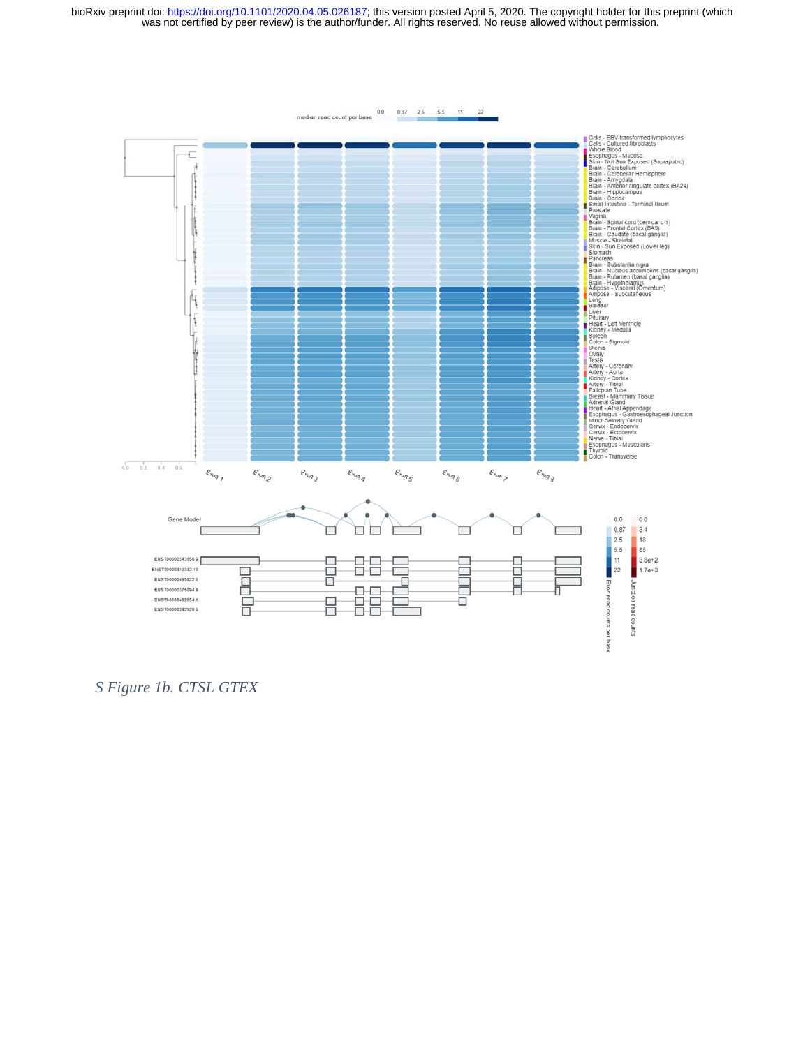median read count per base
0.0 0.87 2.5 5.5 11 22

Cells - EBV-transformed lymphocytes
Cells - Cultured fibroblasts
Whole Blood
Esophagus - Mucosa
Skin - Not Sun Exposed (Suprapubic)
Brain - Cerebellum
Brain - Cerebellar Hemisphere
Brain - Amygdala
Brain - Anterior cingulate cortex (BA24)
Brain - Hippocampus
Brain - Cortex
Small Intestine - Terminal Ileum
Prostate
Vagina
Brain - Spinal cord (cervical c-1)
Brain - Frontal Cortex (BA9)
Brain - Caudate (basal ganglia)
Muscle - Skeletal
Skin - Sun Exposed (Lower leg)
Stomach
Pancreas
Brain - Substantia nigra
Brain - Nucleus accumbens (basal ganglia)
Brain - Putamen (basal ganglia)
Brain - Hypothalamus
Adipose - Visceral (Omentum)
Adipose - Subcutaneous
Lung
Bladder
Liver
Pituitary
Heart - Left Ventricle
Kidney - Medulla
Spleen
Colon - Sigmoid
Uterus
Ovary
Testis
Artery - Coronary
Artery - Aorta
Kidney - Cortex
Artery - Tibial
Fallopian Tube
Breast - Mammary Tissue
Adrenal Gland
Heart - Atrial Appendage
Esophagus - Gastroesophageal Junction
Minor Salivary Gland
Cervix - Endocervix
Cervix - Ectocervix
Nerve - Tibial
Esophagus - Muscularis
Thyroid
Colon - Transverse

0.0 0.2 0.4 0.6

Exon 1 Exon 2 Exon 3 Exon 4 Exon 5 Exon 6 Exon 7 Exon 8

Gene Model

ENST00000343150.9
ENST00000340342.10
ENST00000495822.1
ENST00000375894.9
ENST00000482364.1
ENST00000342920.5

0.0 0.87 2.5 5.5 11 22
Exon read counts per base

0.0 3.4 18 85 3.8e+2 1.7e+3
Junction read counts

*S Figure 1b. CTSL GTEX*